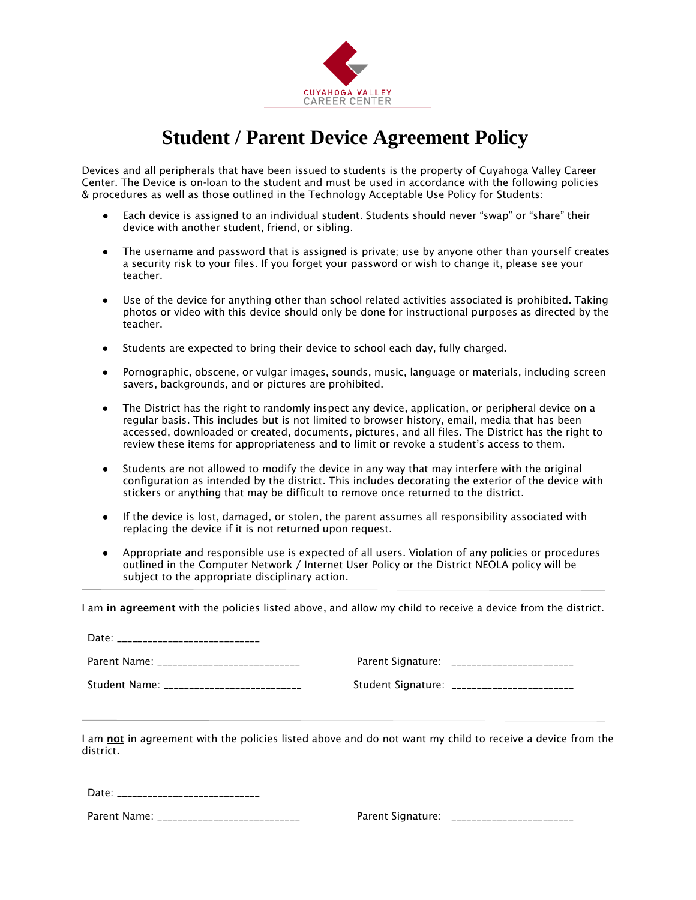CUYAHOGA VALLEY
CAREER CENTER

# Student / Parent Device Agreement Policy

Devices and all peripherals that have been issued to students is the property of Cuyahoga Valley Career Center. The Device is on-loan to the student and must be used in accordance with the following policies & procedures as well as those outlined in the Technology Acceptable Use Policy for Students:

- Each device is assigned to an individual student. Students should never "swap" or "share" their device with another student, friend, or sibling.
- The username and password that is assigned is private; use by anyone other than yourself creates a security risk to your files. If you forget your password or wish to change it, please see your teacher.
- Use of the device for anything other than school related activities associated is prohibited. Taking photos or video with this device should only be done for instructional purposes as directed by the teacher.
- Students are expected to bring their device to school each day, fully charged.
- Pornographic, obscene, or vulgar images, sounds, music, language or materials, including screen savers, backgrounds, and or pictures are prohibited.
- The District has the right to randomly inspect any device, application, or peripheral device on a regular basis. This includes but is not limited to browser history, email, media that has been accessed, downloaded or created, documents, pictures, and all files. The District has the right to review these items for appropriateness and to limit or revoke a student's access to them.
- Students are not allowed to modify the device in any way that may interfere with the original configuration as intended by the district. This includes decorating the exterior of the device with stickers or anything that may be difficult to remove once returned to the district.
- If the device is lost, damaged, or stolen, the parent assumes all responsibility associated with replacing the device if it is not returned upon request.
- Appropriate and responsible use is expected of all users. Violation of any policies or procedures outlined in the Computer Network / Internet User Policy or the District NEOLA policy will be subject to the appropriate disciplinary action.

---

I am **in agreement** with the policies listed above, and allow my child to receive a device from the district.

Date: ___________________________

Parent Name: ___________________________ Parent Signature: _______________________

Student Name: __________________________ Student Signature: _______________________

---

I am **not** in agreement with the policies listed above and do not want my child to receive a device from the district.

Date: ___________________________

Parent Name: ___________________________ Parent Signature: _______________________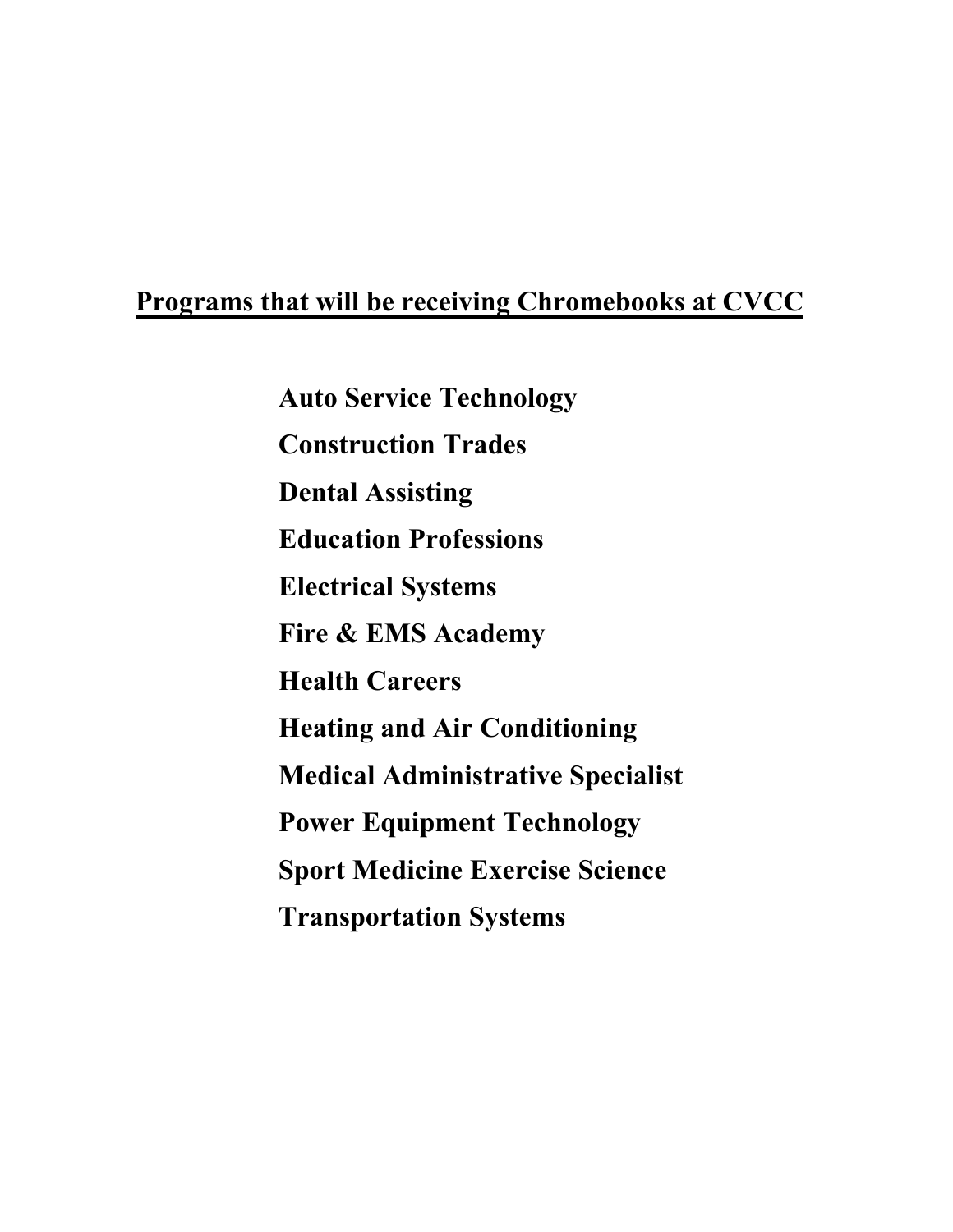## Programs that will be receiving Chromebooks at CVCC

**Auto Service Technology**

**Construction Trades**

**Dental Assisting**

**Education Professions**

**Electrical Systems**

**Fire & EMS Academy**

**Health Careers**

**Heating and Air Conditioning**

**Medical Administrative Specialist**

**Power Equipment Technology**

**Sport Medicine Exercise Science**

**Transportation Systems**